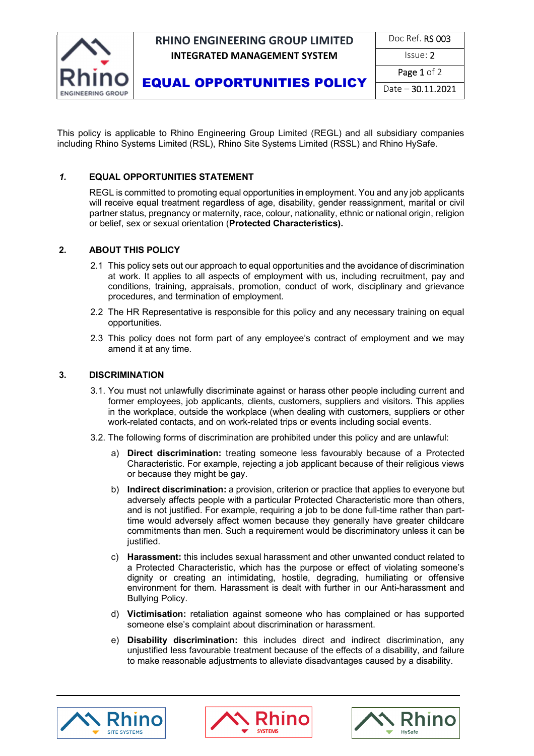This policy is applicable to Rhino Engineering Group Limited (REGL) and all subsidiary companies including Rhino Systems Limited (RSL), Rhino Site Systems Limited (RSSL) and Rhino HySafe.

## *1.* EQUAL OPPORTUNITIES STATEMENT

REGL is committed to promoting equal opportunities in employment. You and any job applicants will receive equal treatment regardless of age, disability, gender reassignment, marital or civil partner status, pregnancy or maternity, race, colour, nationality, ethnic or national origin, religion or belief, sex or sexual orientation (**Protected Characteristics).**

## 2. ABOUT THIS POLICY

2.1 This policy sets out our approach to equal opportunities and the avoidance of discrimination at work. It applies to all aspects of employment with us, including recruitment, pay and conditions, training, appraisals, promotion, conduct of work, disciplinary and grievance procedures, and termination of employment.

2.2 The HR Representative is responsible for this policy and any necessary training on equal opportunities.

2.3 This policy does not form part of any employee's contract of employment and we may amend it at any time.

## 3. DISCRIMINATION

3.1. You must not unlawfully discriminate against or harass other people including current and former employees, job applicants, clients, customers, suppliers and visitors. This applies in the workplace, outside the workplace (when dealing with customers, suppliers or other work-related contacts, and on work-related trips or events including social events.

3.2. The following forms of discrimination are prohibited under this policy and are unlawful:

a) **Direct discrimination:** treating someone less favourably because of a Protected Characteristic. For example, rejecting a job applicant because of their religious views or because they might be gay.

b) **Indirect discrimination:** a provision, criterion or practice that applies to everyone but adversely affects people with a particular Protected Characteristic more than others, and is not justified. For example, requiring a job to be done full-time rather than part-time would adversely affect women because they generally have greater childcare commitments than men. Such a requirement would be discriminatory unless it can be justified.

c) **Harassment:** this includes sexual harassment and other unwanted conduct related to a Protected Characteristic, which has the purpose or effect of violating someone's dignity or creating an intimidating, hostile, degrading, humiliating or offensive environment for them. Harassment is dealt with further in our Anti-harassment and Bullying Policy.

d) **Victimisation:** retaliation against someone who has complained or has supported someone else's complaint about discrimination or harassment.

e) **Disability discrimination:** this includes direct and indirect discrimination, any unjustified less favourable treatment because of the effects of a disability, and failure to make reasonable adjustments to alleviate disadvantages caused by a disability.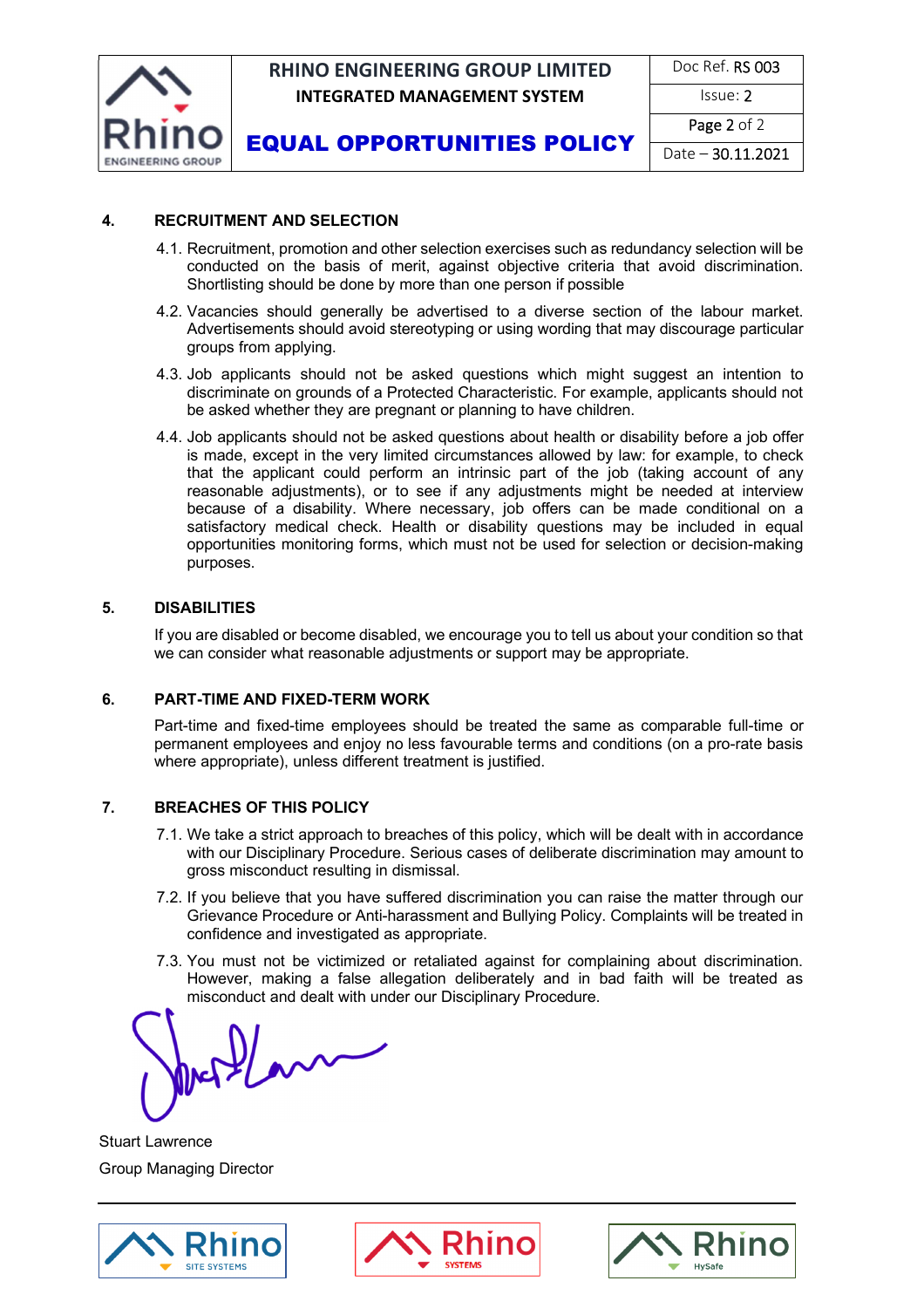## 4. RECRUITMENT AND SELECTION

4.1. Recruitment, promotion and other selection exercises such as redundancy selection will be conducted on the basis of merit, against objective criteria that avoid discrimination. Shortlisting should be done by more than one person if possible

4.2. Vacancies should generally be advertised to a diverse section of the labour market. Advertisements should avoid stereotyping or using wording that may discourage particular groups from applying.

4.3. Job applicants should not be asked questions which might suggest an intention to discriminate on grounds of a Protected Characteristic. For example, applicants should not be asked whether they are pregnant or planning to have children.

4.4. Job applicants should not be asked questions about health or disability before a job offer is made, except in the very limited circumstances allowed by law: for example, to check that the applicant could perform an intrinsic part of the job (taking account of any reasonable adjustments), or to see if any adjustments might be needed at interview because of a disability. Where necessary, job offers can be made conditional on a satisfactory medical check. Health or disability questions may be included in equal opportunities monitoring forms, which must not be used for selection or decision-making purposes.

## 5. DISABILITIES

If you are disabled or become disabled, we encourage you to tell us about your condition so that we can consider what reasonable adjustments or support may be appropriate.

## 6. PART-TIME AND FIXED-TERM WORK

Part-time and fixed-time employees should be treated the same as comparable full-time or permanent employees and enjoy no less favourable terms and conditions (on a pro-rate basis where appropriate), unless different treatment is justified.

## 7. BREACHES OF THIS POLICY

7.1. We take a strict approach to breaches of this policy, which will be dealt with in accordance with our Disciplinary Procedure. Serious cases of deliberate discrimination may amount to gross misconduct resulting in dismissal.

7.2. If you believe that you have suffered discrimination you can raise the matter through our Grievance Procedure or Anti-harassment and Bullying Policy. Complaints will be treated in confidence and investigated as appropriate.

7.3. You must not be victimized or retaliated against for complaining about discrimination. However, making a false allegation deliberately and in bad faith will be treated as misconduct and dealt with under our Disciplinary Procedure.

Stuart Lawrence

Group Managing Director